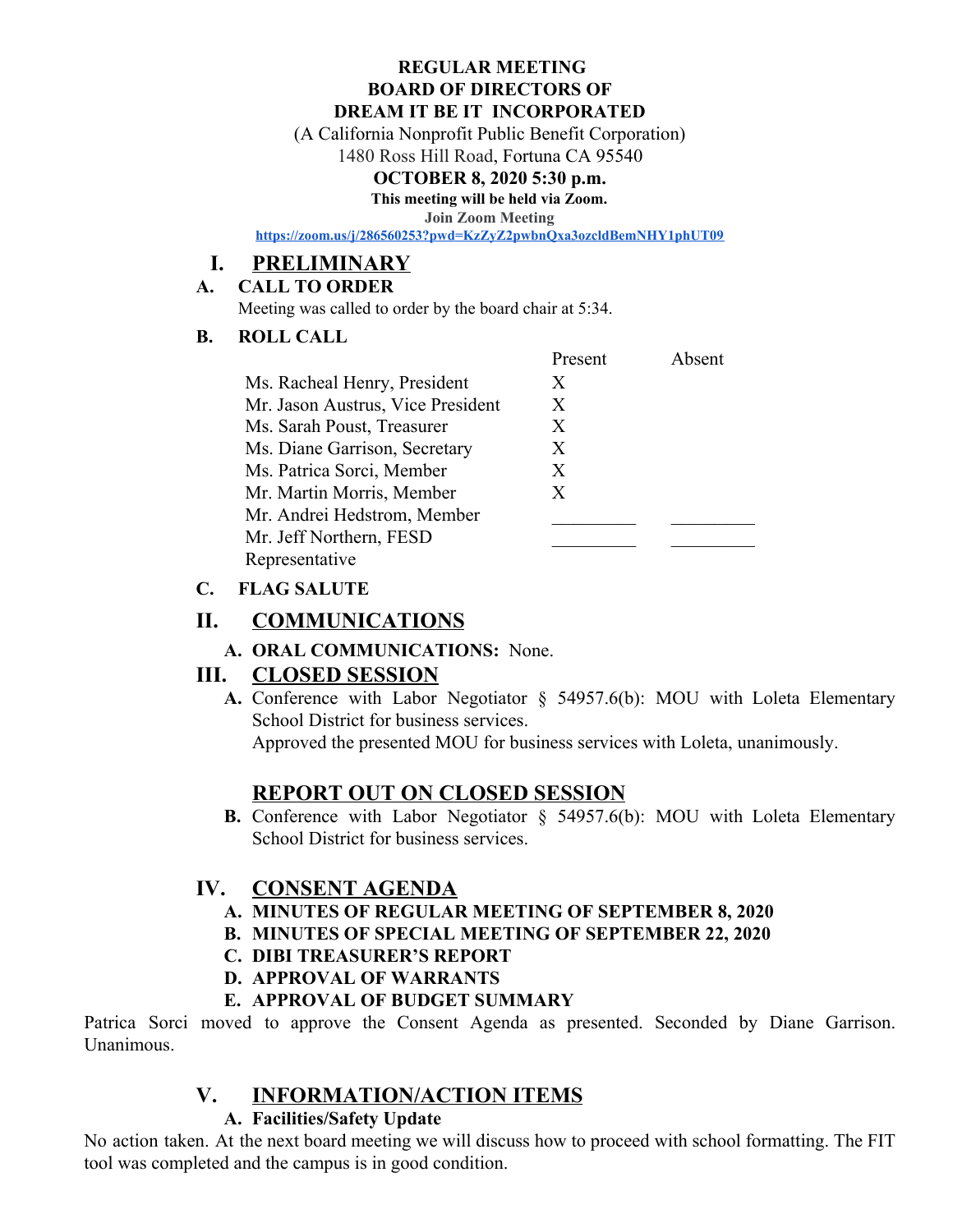**REGULAR MEETING**
**BOARD OF DIRECTORS OF**
**DREAM IT BE IT INCORPORATED**

(A California Nonprofit Public Benefit Corporation)
1480 Ross Hill Road, Fortuna CA 95540

**OCTOBER 8, 2020 5:30 p.m.**

**This meeting will be held via Zoom.**

**Join Zoom Meeting**

**https://zoom.us/j/286560253?pwd=KzZyZ2pwbnQxa3ozcldBemNHY1phUT09**

# I. PRELIMINARY

## A. CALL TO ORDER

Meeting was called to order by the board chair at 5:34.

## B. ROLL CALL

| | Present | Absent |
|---|---|---|
| Ms. Racheal Henry, President | X | |
| Mr. Jason Austrus, Vice President | X | |
| Ms. Sarah Poust, Treasurer | X | |
| Ms. Diane Garrison, Secretary | X | |
| Ms. Patrica Sorci, Member | X | |
| Mr. Martin Morris, Member | X | |
| Mr. Andrei Hedstrom, Member | _________ | _________ |
| Mr. Jeff Northern, FESD Representative | _________ | _________ |

## C. FLAG SALUTE

# II. COMMUNICATIONS

**A. ORAL COMMUNICATIONS:** None.

# III. CLOSED SESSION

**A.** Conference with Labor Negotiator § 54957.6(b): MOU with Loleta Elementary School District for business services.
Approved the presented MOU for business services with Loleta, unanimously.

# REPORT OUT ON CLOSED SESSION

**B.** Conference with Labor Negotiator § 54957.6(b): MOU with Loleta Elementary School District for business services.

# IV. CONSENT AGENDA

**A. MINUTES OF REGULAR MEETING OF SEPTEMBER 8, 2020**
**B. MINUTES OF SPECIAL MEETING OF SEPTEMBER 22, 2020**
**C. DIBI TREASURER'S REPORT**
**D. APPROVAL OF WARRANTS**
**E. APPROVAL OF BUDGET SUMMARY**

Patrica Sorci moved to approve the Consent Agenda as presented. Seconded by Diane Garrison. Unanimous.

# V. INFORMATION/ACTION ITEMS

**A. Facilities/Safety Update**

No action taken. At the next board meeting we will discuss how to proceed with school formatting. The FIT tool was completed and the campus is in good condition.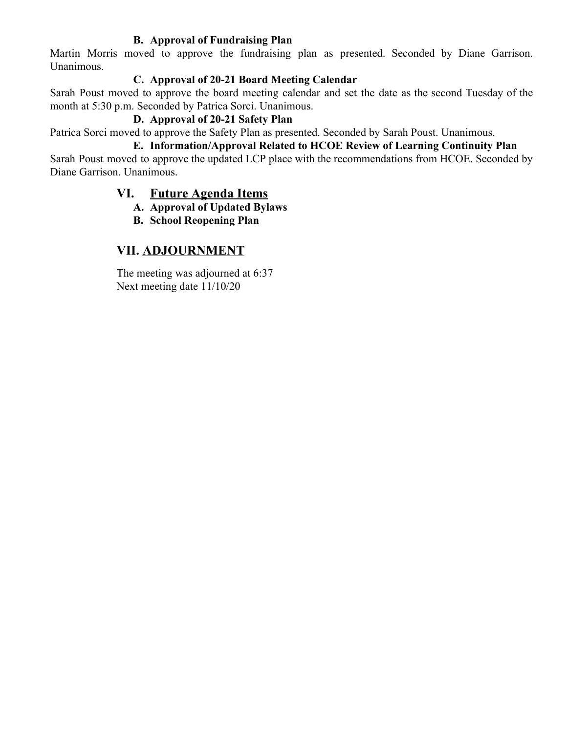**B. Approval of Fundraising Plan**

Martin Morris moved to approve the fundraising plan as presented. Seconded by Diane Garrison. Unanimous.

**C. Approval of 20-21 Board Meeting Calendar**

Sarah Poust moved to approve the board meeting calendar and set the date as the second Tuesday of the month at 5:30 p.m. Seconded by Patrica Sorci. Unanimous.

**D. Approval of 20-21 Safety Plan**

Patrica Sorci moved to approve the Safety Plan as presented. Seconded by Sarah Poust. Unanimous.

**E. Information/Approval Related to HCOE Review of Learning Continuity Plan**

Sarah Poust moved to approve the updated LCP place with the recommendations from HCOE. Seconded by Diane Garrison. Unanimous.

## VI. Future Agenda Items

**A. Approval of Updated Bylaws**

**B. School Reopening Plan**

## VII. ADJOURNMENT

The meeting was adjourned at 6:37
Next meeting date 11/10/20